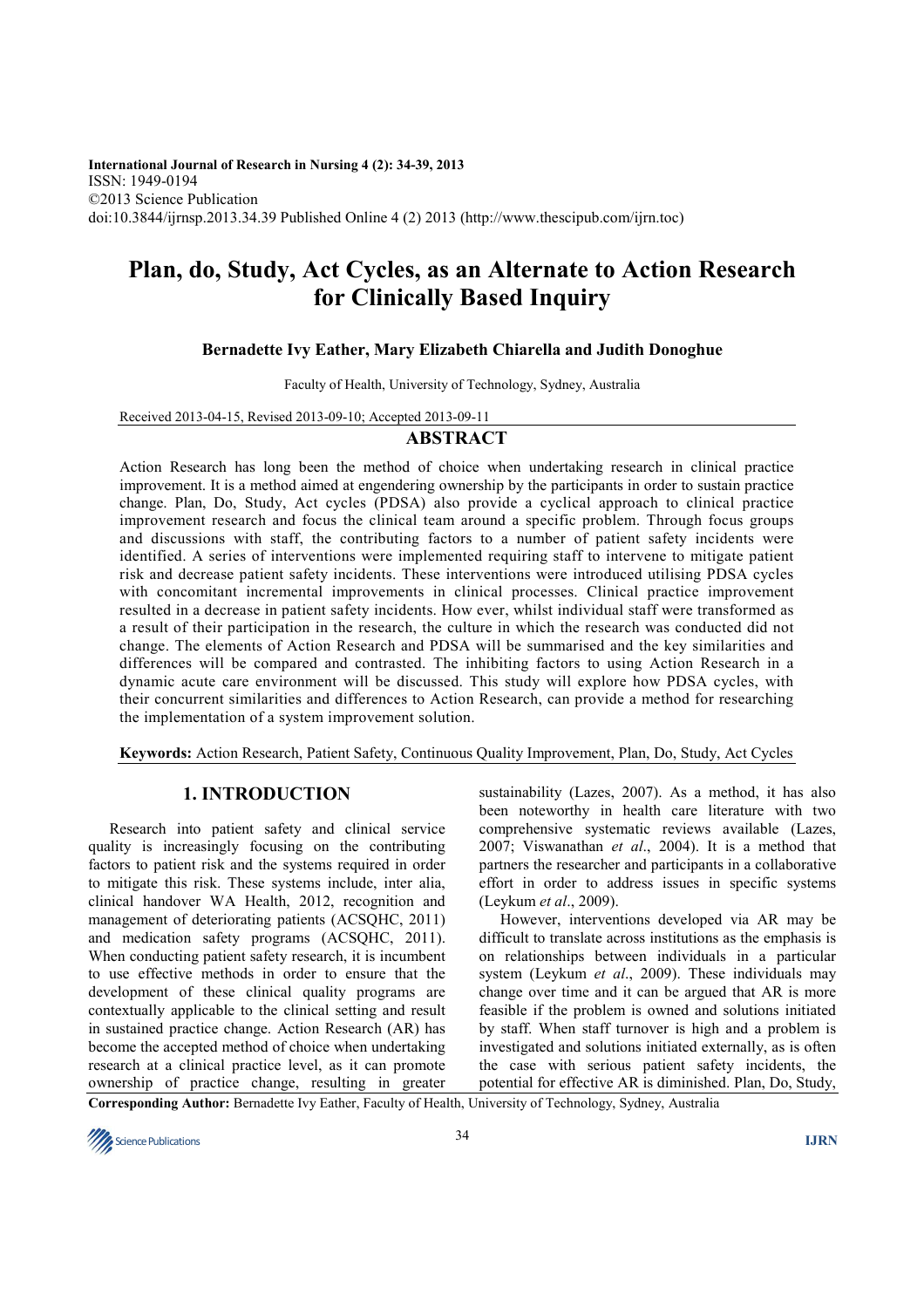**International Journal of Research in Nursing 4 (2): 34-39, 2013**
ISSN: 1949-0194
©2013 Science Publication
doi:10.3844/ijrnsp.2013.34.39 Published Online 4 (2) 2013 (http://www.thescipub.com/ijrn.toc)

# Plan, do, Study, Act Cycles, as an Alternate to Action Research for Clinically Based Inquiry

**Bernadette Ivy Eather, Mary Elizabeth Chiarella and Judith Donoghue**

Faculty of Health, University of Technology, Sydney, Australia

Received 2013-04-15, Revised 2013-09-10; Accepted 2013-09-11

## ABSTRACT

Action Research has long been the method of choice when undertaking research in clinical practice improvement. It is a method aimed at engendering ownership by the participants in order to sustain practice change. Plan, Do, Study, Act cycles (PDSA) also provide a cyclical approach to clinical practice improvement research and focus the clinical team around a specific problem. Through focus groups and discussions with staff, the contributing factors to a number of patient safety incidents were identified. A series of interventions were implemented requiring staff to intervene to mitigate patient risk and decrease patient safety incidents. These interventions were introduced utilising PDSA cycles with concomitant incremental improvements in clinical processes. Clinical practice improvement resulted in a decrease in patient safety incidents. How ever, whilst individual staff were transformed as a result of their participation in the research, the culture in which the research was conducted did not change. The elements of Action Research and PDSA will be summarised and the key similarities and differences will be compared and contrasted. The inhibiting factors to using Action Research in a dynamic acute care environment will be discussed. This study will explore how PDSA cycles, with their concurrent similarities and differences to Action Research, can provide a method for researching the implementation of a system improvement solution.

**Keywords:** Action Research, Patient Safety, Continuous Quality Improvement, Plan, Do, Study, Act Cycles

## 1. INTRODUCTION

Research into patient safety and clinical service quality is increasingly focusing on the contributing factors to patient risk and the systems required in order to mitigate this risk. These systems include, inter alia, clinical handover WA Health, 2012, recognition and management of deteriorating patients (ACSQHC, 2011) and medication safety programs (ACSQHC, 2011). When conducting patient safety research, it is incumbent to use effective methods in order to ensure that the development of these clinical quality programs are contextually applicable to the clinical setting and result in sustained practice change. Action Research (AR) has become the accepted method of choice when undertaking research at a clinical practice level, as it can promote ownership of practice change, resulting in greater sustainability (Lazes, 2007). As a method, it has also been noteworthy in health care literature with two comprehensive systematic reviews available (Lazes, 2007; Viswanathan *et al*., 2004). It is a method that partners the researcher and participants in a collaborative effort in order to address issues in specific systems (Leykum *et al*., 2009).

However, interventions developed via AR may be difficult to translate across institutions as the emphasis is on relationships between individuals in a particular system (Leykum *et al*., 2009). These individuals may change over time and it can be argued that AR is more feasible if the problem is owned and solutions initiated by staff. When staff turnover is high and a problem is investigated and solutions initiated externally, as is often the case with serious patient safety incidents, the potential for effective AR is diminished. Plan, Do, Study,

**Corresponding Author:** Bernadette Ivy Eather, Faculty of Health, University of Technology, Sydney, Australia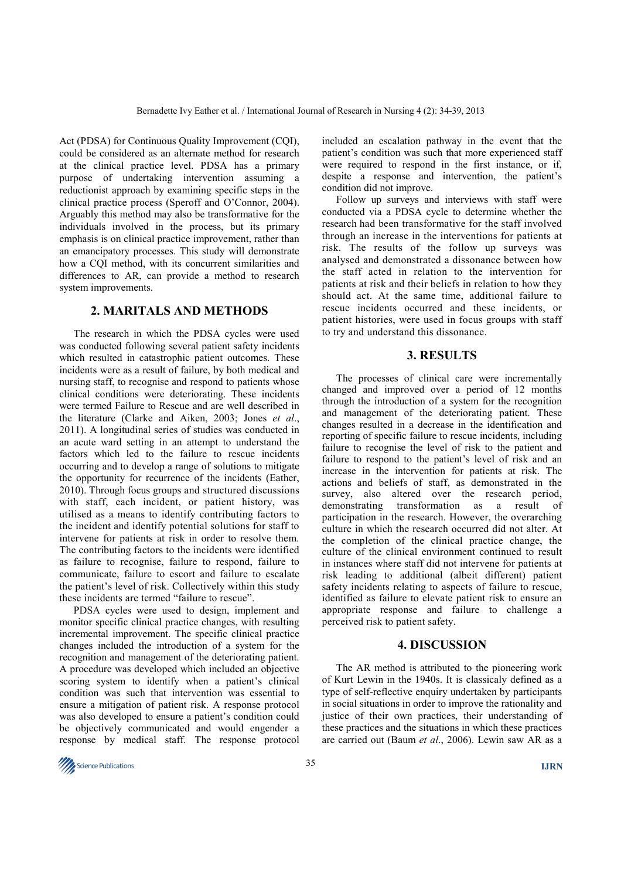Act (PDSA) for Continuous Quality Improvement (CQI), could be considered as an alternate method for research at the clinical practice level. PDSA has a primary purpose of undertaking intervention assuming a reductionist approach by examining specific steps in the clinical practice process (Speroff and O'Connor, 2004). Arguably this method may also be transformative for the individuals involved in the process, but its primary emphasis is on clinical practice improvement, rather than an emancipatory processes. This study will demonstrate how a CQI method, with its concurrent similarities and differences to AR, can provide a method to research system improvements.

## 2. MARITALS AND METHODS

The research in which the PDSA cycles were used was conducted following several patient safety incidents which resulted in catastrophic patient outcomes. These incidents were as a result of failure, by both medical and nursing staff, to recognise and respond to patients whose clinical conditions were deteriorating. These incidents were termed Failure to Rescue and are well described in the literature (Clarke and Aiken, 2003; Jones *et al*., 2011). A longitudinal series of studies was conducted in an acute ward setting in an attempt to understand the factors which led to the failure to rescue incidents occurring and to develop a range of solutions to mitigate the opportunity for recurrence of the incidents (Eather, 2010). Through focus groups and structured discussions with staff, each incident, or patient history, was utilised as a means to identify contributing factors to the incident and identify potential solutions for staff to intervene for patients at risk in order to resolve them. The contributing factors to the incidents were identified as failure to recognise, failure to respond, failure to communicate, failure to escort and failure to escalate the patient's level of risk. Collectively within this study these incidents are termed "failure to rescue".

PDSA cycles were used to design, implement and monitor specific clinical practice changes, with resulting incremental improvement. The specific clinical practice changes included the introduction of a system for the recognition and management of the deteriorating patient. A procedure was developed which included an objective scoring system to identify when a patient's clinical condition was such that intervention was essential to ensure a mitigation of patient risk. A response protocol was also developed to ensure a patient's condition could be objectively communicated and would engender a response by medical staff. The response protocol included an escalation pathway in the event that the patient's condition was such that more experienced staff were required to respond in the first instance, or if, despite a response and intervention, the patient's condition did not improve.

Follow up surveys and interviews with staff were conducted via a PDSA cycle to determine whether the research had been transformative for the staff involved through an increase in the interventions for patients at risk. The results of the follow up surveys was analysed and demonstrated a dissonance between how the staff acted in relation to the intervention for patients at risk and their beliefs in relation to how they should act. At the same time, additional failure to rescue incidents occurred and these incidents, or patient histories, were used in focus groups with staff to try and understand this dissonance.

## 3. RESULTS

The processes of clinical care were incrementally changed and improved over a period of 12 months through the introduction of a system for the recognition and management of the deteriorating patient. These changes resulted in a decrease in the identification and reporting of specific failure to rescue incidents, including failure to recognise the level of risk to the patient and failure to respond to the patient's level of risk and an increase in the intervention for patients at risk. The actions and beliefs of staff, as demonstrated in the survey, also altered over the research period, demonstrating transformation as a result of participation in the research. However, the overarching culture in which the research occurred did not alter. At the completion of the clinical practice change, the culture of the clinical environment continued to result in instances where staff did not intervene for patients at risk leading to additional (albeit different) patient safety incidents relating to aspects of failure to rescue, identified as failure to elevate patient risk to ensure an appropriate response and failure to challenge a perceived risk to patient safety.

## 4. DISCUSSION

The AR method is attributed to the pioneering work of Kurt Lewin in the 1940s. It is classicaly defined as a type of self-reflective enquiry undertaken by participants in social situations in order to improve the rationality and justice of their own practices, their understanding of these practices and the situations in which these practices are carried out (Baum *et al*., 2006). Lewin saw AR as a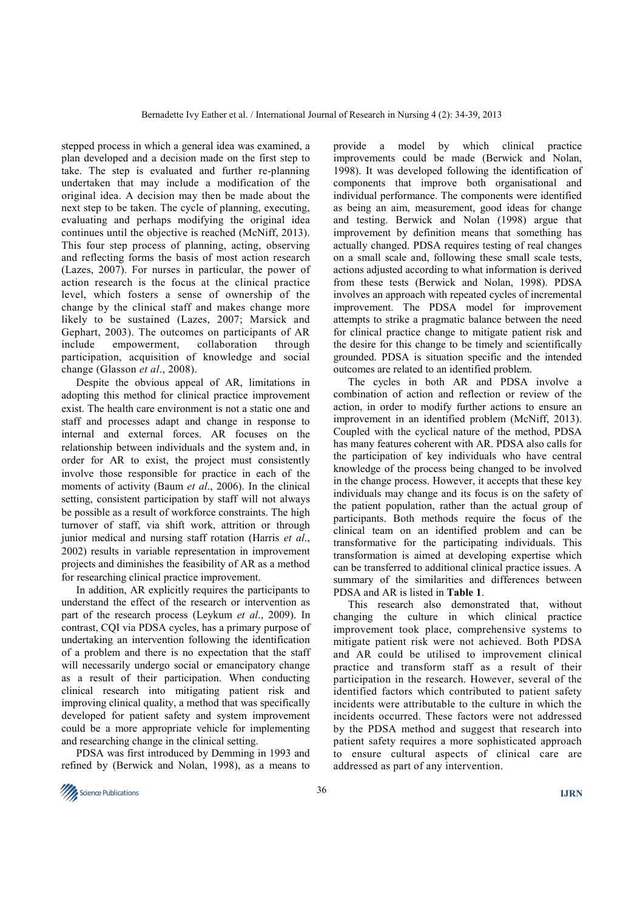stepped process in which a general idea was examined, a plan developed and a decision made on the first step to take. The step is evaluated and further re-planning undertaken that may include a modification of the original idea. A decision may then be made about the next step to be taken. The cycle of planning, executing, evaluating and perhaps modifying the original idea continues until the objective is reached (McNiff, 2013). This four step process of planning, acting, observing and reflecting forms the basis of most action research (Lazes, 2007). For nurses in particular, the power of action research is the focus at the clinical practice level, which fosters a sense of ownership of the change by the clinical staff and makes change more likely to be sustained (Lazes, 2007; Marsick and Gephart, 2003). The outcomes on participants of AR include empowerment, collaboration through participation, acquisition of knowledge and social change (Glasson *et al*., 2008).

Despite the obvious appeal of AR, limitations in adopting this method for clinical practice improvement exist. The health care environment is not a static one and staff and processes adapt and change in response to internal and external forces. AR focuses on the relationship between individuals and the system and, in order for AR to exist, the project must consistently involve those responsible for practice in each of the moments of activity (Baum *et al*., 2006). In the clinical setting, consistent participation by staff will not always be possible as a result of workforce constraints. The high turnover of staff, via shift work, attrition or through junior medical and nursing staff rotation (Harris *et al*., 2002) results in variable representation in improvement projects and diminishes the feasibility of AR as a method for researching clinical practice improvement.

In addition, AR explicitly requires the participants to understand the effect of the research or intervention as part of the research process (Leykum *et al*., 2009). In contrast, CQI via PDSA cycles, has a primary purpose of undertaking an intervention following the identification of a problem and there is no expectation that the staff will necessarily undergo social or emancipatory change as a result of their participation. When conducting clinical research into mitigating patient risk and improving clinical quality, a method that was specifically developed for patient safety and system improvement could be a more appropriate vehicle for implementing and researching change in the clinical setting.

PDSA was first introduced by Demming in 1993 and refined by (Berwick and Nolan, 1998), as a means to provide a model by which clinical practice improvements could be made (Berwick and Nolan, 1998). It was developed following the identification of components that improve both organisational and individual performance. The components were identified as being an aim, measurement, good ideas for change and testing. Berwick and Nolan (1998) argue that improvement by definition means that something has actually changed. PDSA requires testing of real changes on a small scale and, following these small scale tests, actions adjusted according to what information is derived from these tests (Berwick and Nolan, 1998). PDSA involves an approach with repeated cycles of incremental improvement. The PDSA model for improvement attempts to strike a pragmatic balance between the need for clinical practice change to mitigate patient risk and the desire for this change to be timely and scientifically grounded. PDSA is situation specific and the intended outcomes are related to an identified problem.

The cycles in both AR and PDSA involve a combination of action and reflection or review of the action, in order to modify further actions to ensure an improvement in an identified problem (McNiff, 2013). Coupled with the cyclical nature of the method, PDSA has many features coherent with AR. PDSA also calls for the participation of key individuals who have central knowledge of the process being changed to be involved in the change process. However, it accepts that these key individuals may change and its focus is on the safety of the patient population, rather than the actual group of participants. Both methods require the focus of the clinical team on an identified problem and can be transformative for the participating individuals. This transformation is aimed at developing expertise which can be transferred to additional clinical practice issues. A summary of the similarities and differences between PDSA and AR is listed in **Table 1**.

This research also demonstrated that, without changing the culture in which clinical practice improvement took place, comprehensive systems to mitigate patient risk were not achieved. Both PDSA and AR could be utilised to improvement clinical practice and transform staff as a result of their participation in the research. However, several of the identified factors which contributed to patient safety incidents were attributable to the culture in which the incidents occurred. These factors were not addressed by the PDSA method and suggest that research into patient safety requires a more sophisticated approach to ensure cultural aspects of clinical care are addressed as part of any intervention.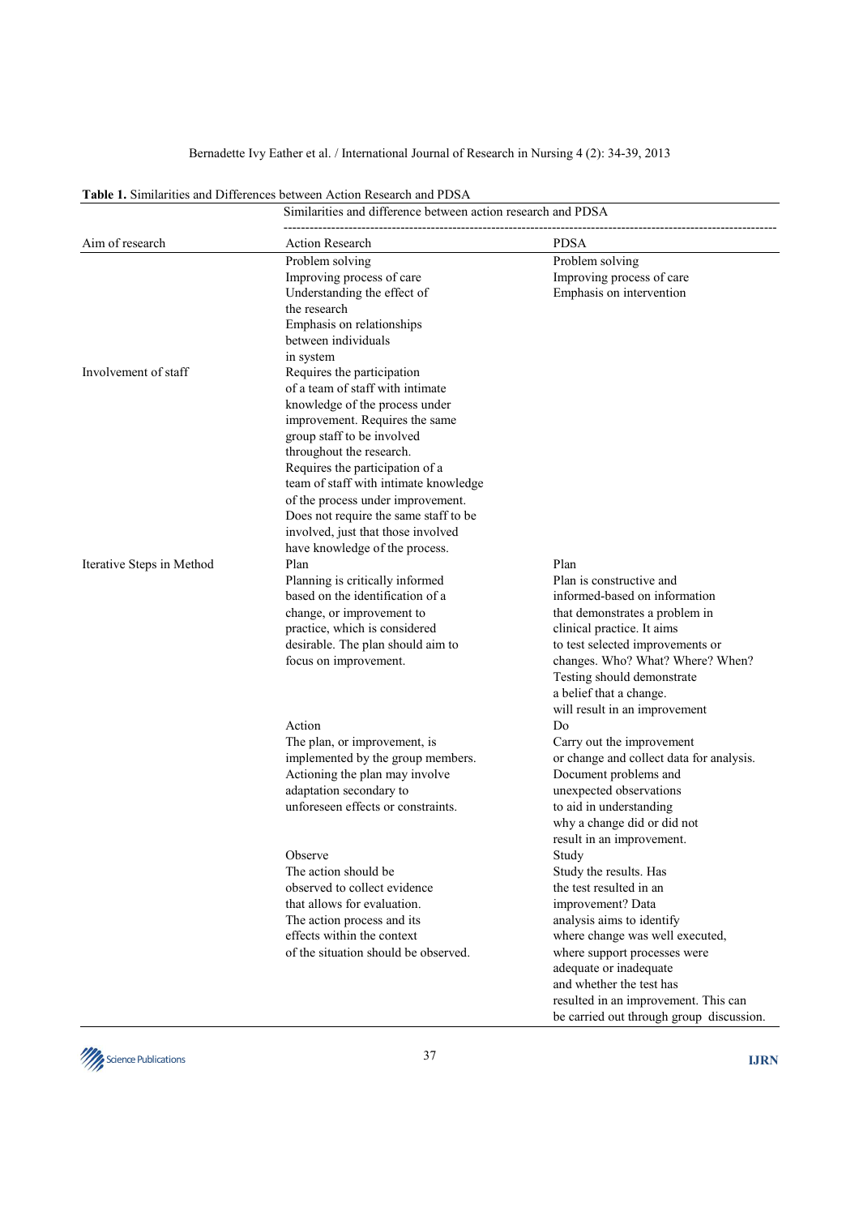**Table 1.** Similarities and Differences between Action Research and PDSA

| | Similarities and difference between action research and PDSA | |
|---|---|---|
| Aim of research | Action Research | PDSA |
| | Problem solving<br>Improving process of care<br>Understanding the effect of the research<br>Emphasis on relationships between individuals in system | Problem solving<br>Improving process of care<br>Emphasis on intervention |
| Involvement of staff | Requires the participation of a team of staff with intimate knowledge of the process under improvement. Requires the same group staff to be involved throughout the research.<br>Requires the participation of a team of staff with intimate knowledge of the process under improvement. Does not require the same staff to be involved, just that those involved have knowledge of the process. | |
| Iterative Steps in Method | Plan<br>Planning is critically informed based on the identification of a change, or improvement to practice, which is considered desirable. The plan should aim to focus on improvement. | Plan<br>Plan is constructive and informed-based on information that demonstrates a problem in clinical practice. It aims to test selected improvements or changes. Who? What? Where? When? Testing should demonstrate a belief that a change. will result in an improvement |
| | Action<br>The plan, or improvement, is implemented by the group members. Actioning the plan may involve adaptation secondary to unforeseen effects or constraints. | Do<br>Carry out the improvement or change and collect data for analysis. Document problems and unexpected observations to aid in understanding why a change did or did not result in an improvement. |
| | Observe<br>The action should be observed to collect evidence that allows for evaluation. The action process and its effects within the context of the situation should be observed. | Study<br>Study the results. Has the test resulted in an improvement? Data analysis aims to identify where change was well executed, where support processes were adequate or inadequate and whether the test has resulted in an improvement. This can be carried out through group discussion. |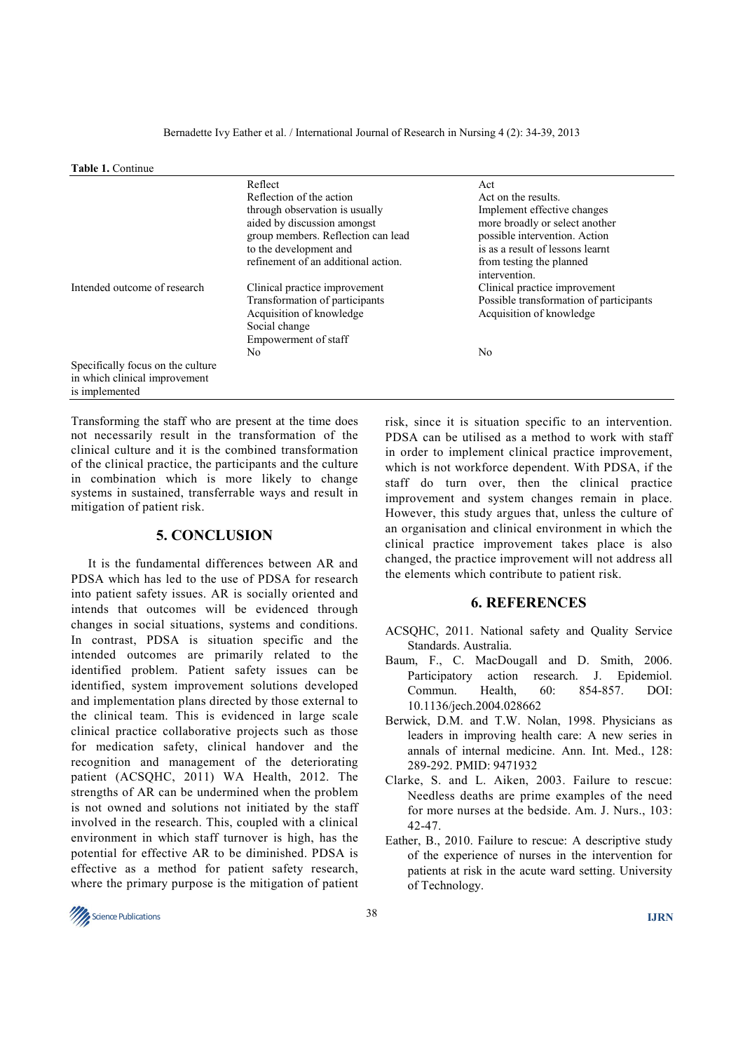**Table 1.** Continue

| | | |
|---|---|---|
| | Reflect<br>Reflection of the action through observation is usually aided by discussion amongst group members. Reflection can lead to the development and refinement of an additional action. | Act<br>Act on the results. Implement effective changes more broadly or select another possible intervention. Action is as a result of lessons learnt from testing the planned intervention. |
| Intended outcome of research | Clinical practice improvement<br>Transformation of participants<br>Acquisition of knowledge<br>Social change<br>Empowerment of staff | Clinical practice improvement<br>Possible transformation of participants<br>Acquisition of knowledge |
| Specifically focus on the culture in which clinical improvement is implemented | No | No |

Transforming the staff who are present at the time does not necessarily result in the transformation of the clinical culture and it is the combined transformation of the clinical practice, the participants and the culture in combination which is more likely to change systems in sustained, transferrable ways and result in mitigation of patient risk.

## 5. CONCLUSION

It is the fundamental differences between AR and PDSA which has led to the use of PDSA for research into patient safety issues. AR is socially oriented and intends that outcomes will be evidenced through changes in social situations, systems and conditions. In contrast, PDSA is situation specific and the intended outcomes are primarily related to the identified problem. Patient safety issues can be identified, system improvement solutions developed and implementation plans directed by those external to the clinical team. This is evidenced in large scale clinical practice collaborative projects such as those for medication safety, clinical handover and the recognition and management of the deteriorating patient (ACSQHC, 2011) WA Health, 2012. The strengths of AR can be undermined when the problem is not owned and solutions not initiated by the staff involved in the research. This, coupled with a clinical environment in which staff turnover is high, has the potential for effective AR to be diminished. PDSA is effective as a method for patient safety research, where the primary purpose is the mitigation of patient risk, since it is situation specific to an intervention. PDSA can be utilised as a method to work with staff in order to implement clinical practice improvement, which is not workforce dependent. With PDSA, if the staff do turn over, then the clinical practice improvement and system changes remain in place. However, this study argues that, unless the culture of an organisation and clinical environment in which the clinical practice improvement takes place is also changed, the practice improvement will not address all the elements which contribute to patient risk.

## 6. REFERENCES

- ACSQHC, 2011. National safety and Quality Service Standards. Australia.
- Baum, F., C. MacDougall and D. Smith, 2006. Participatory action research. J. Epidemiol. Commun. Health, 60: 854-857. DOI: 10.1136/jech.2004.028662
- Berwick, D.M. and T.W. Nolan, 1998. Physicians as leaders in improving health care: A new series in annals of internal medicine. Ann. Int. Med., 128: 289-292. PMID: 9471932
- Clarke, S. and L. Aiken, 2003. Failure to rescue: Needless deaths are prime examples of the need for more nurses at the bedside. Am. J. Nurs., 103: 42-47.
- Eather, B., 2010. Failure to rescue: A descriptive study of the experience of nurses in the intervention for patients at risk in the acute ward setting. University of Technology.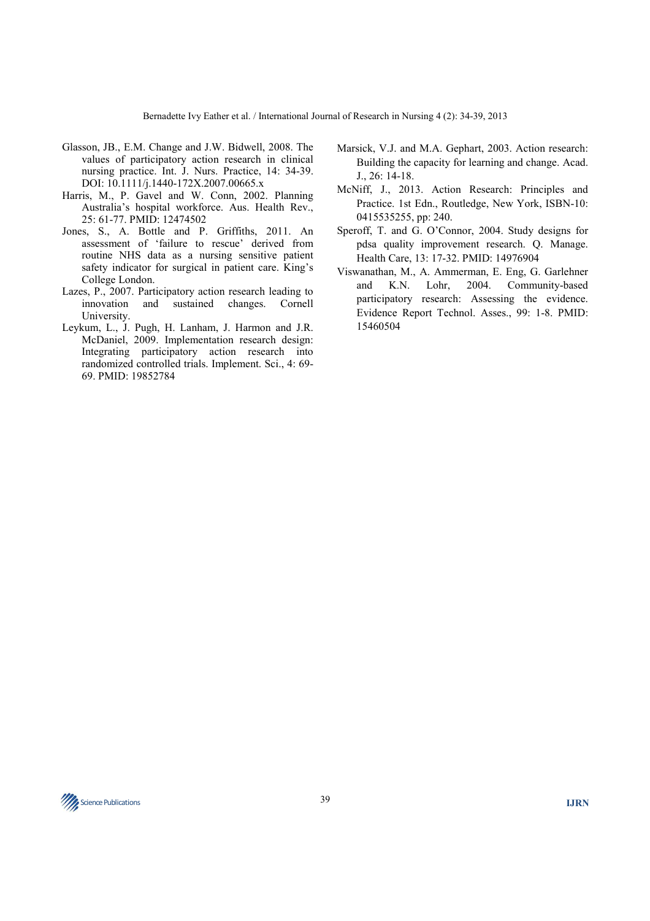Glasson, JB., E.M. Change and J.W. Bidwell, 2008. The values of participatory action research in clinical nursing practice. Int. J. Nurs. Practice, 14: 34-39. DOI: 10.1111/j.1440-172X.2007.00665.x

Harris, M., P. Gavel and W. Conn, 2002. Planning Australia's hospital workforce. Aus. Health Rev., 25: 61-77. PMID: 12474502

Jones, S., A. Bottle and P. Griffiths, 2011. An assessment of 'failure to rescue' derived from routine NHS data as a nursing sensitive patient safety indicator for surgical in patient care. King's College London.

Lazes, P., 2007. Participatory action research leading to innovation and sustained changes. Cornell University.

Leykum, L., J. Pugh, H. Lanham, J. Harmon and J.R. McDaniel, 2009. Implementation research design: Integrating participatory action research into randomized controlled trials. Implement. Sci., 4: 69-69. PMID: 19852784

Marsick, V.J. and M.A. Gephart, 2003. Action research: Building the capacity for learning and change. Acad. J., 26: 14-18.

McNiff, J., 2013. Action Research: Principles and Practice. 1st Edn., Routledge, New York, ISBN-10: 0415535255, pp: 240.

Speroff, T. and G. O'Connor, 2004. Study designs for pdsa quality improvement research. Q. Manage. Health Care, 13: 17-32. PMID: 14976904

Viswanathan, M., A. Ammerman, E. Eng, G. Garlehner and K.N. Lohr, 2004. Community-based participatory research: Assessing the evidence. Evidence Report Technol. Asses., 99: 1-8. PMID: 15460504